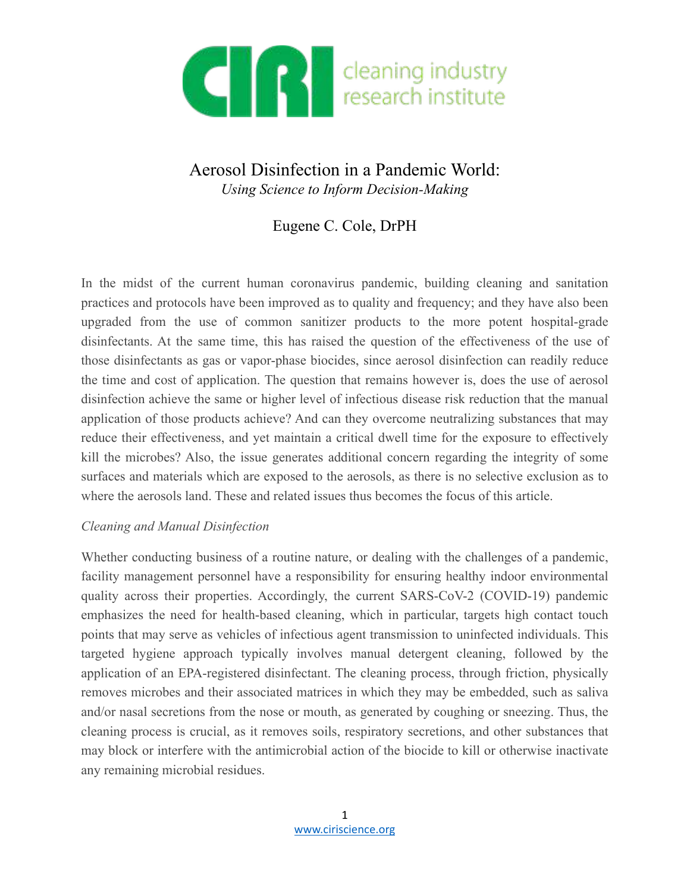# Aerosol Disinfection in a Pandemic World:

*Using Science to Inform Decision-Making*

Eugene C. Cole, DrPH

In the midst of the current human coronavirus pandemic, building cleaning and sanitation practices and protocols have been improved as to quality and frequency; and they have also been upgraded from the use of common sanitizer products to the more potent hospital-grade disinfectants. At the same time, this has raised the question of the effectiveness of the use of those disinfectants as gas or vapor-phase biocides, since aerosol disinfection can readily reduce the time and cost of application. The question that remains however is, does the use of aerosol disinfection achieve the same or higher level of infectious disease risk reduction that the manual application of those products achieve? And can they overcome neutralizing substances that may reduce their effectiveness, and yet maintain a critical dwell time for the exposure to effectively kill the microbes? Also, the issue generates additional concern regarding the integrity of some surfaces and materials which are exposed to the aerosols, as there is no selective exclusion as to where the aerosols land. These and related issues thus becomes the focus of this article.

*Cleaning and Manual Disinfection*

Whether conducting business of a routine nature, or dealing with the challenges of a pandemic, facility management personnel have a responsibility for ensuring healthy indoor environmental quality across their properties. Accordingly, the current SARS-CoV-2 (COVID-19) pandemic emphasizes the need for health-based cleaning, which in particular, targets high contact touch points that may serve as vehicles of infectious agent transmission to uninfected individuals. This targeted hygiene approach typically involves manual detergent cleaning, followed by the application of an EPA-registered disinfectant. The cleaning process, through friction, physically removes microbes and their associated matrices in which they may be embedded, such as saliva and/or nasal secretions from the nose or mouth, as generated by coughing or sneezing. Thus, the cleaning process is crucial, as it removes soils, respiratory secretions, and other substances that may block or interfere with the antimicrobial action of the biocide to kill or otherwise inactivate any remaining microbial residues.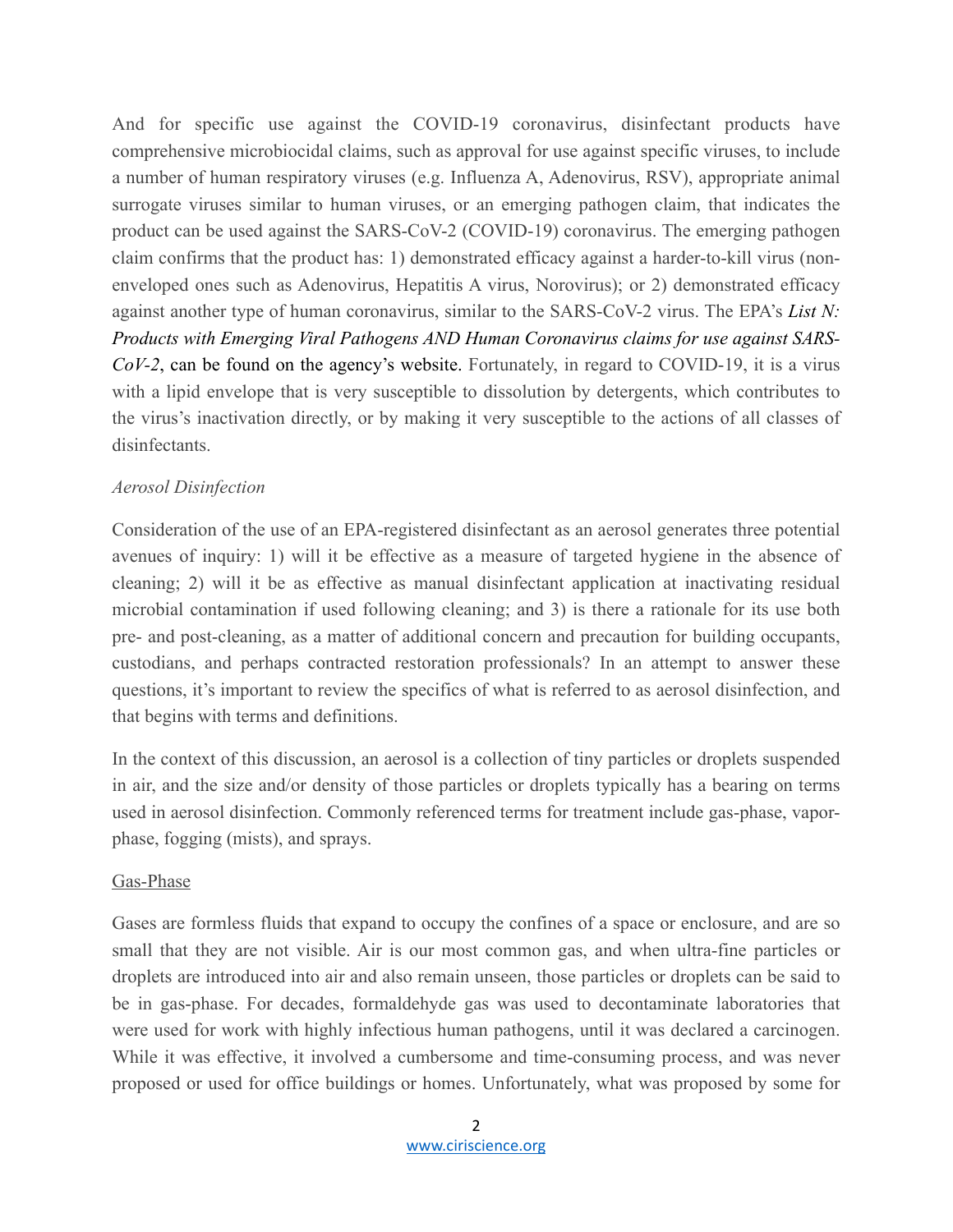And for specific use against the COVID-19 coronavirus, disinfectant products have comprehensive microbiocidal claims, such as approval for use against specific viruses, to include a number of human respiratory viruses (e.g. Influenza A, Adenovirus, RSV), appropriate animal surrogate viruses similar to human viruses, or an emerging pathogen claim, that indicates the product can be used against the SARS-CoV-2 (COVID-19) coronavirus. The emerging pathogen claim confirms that the product has: 1) demonstrated efficacy against a harder-to-kill virus (non-enveloped ones such as Adenovirus, Hepatitis A virus, Norovirus); or 2) demonstrated efficacy against another type of human coronavirus, similar to the SARS-CoV-2 virus. The EPA's *List N: Products with Emerging Viral Pathogens AND Human Coronavirus claims for use against SARS-CoV-2*, can be found on the agency's website. Fortunately, in regard to COVID-19, it is a virus with a lipid envelope that is very susceptible to dissolution by detergents, which contributes to the virus's inactivation directly, or by making it very susceptible to the actions of all classes of disinfectants.

*Aerosol Disinfection*

Consideration of the use of an EPA-registered disinfectant as an aerosol generates three potential avenues of inquiry: 1) will it be effective as a measure of targeted hygiene in the absence of cleaning; 2) will it be as effective as manual disinfectant application at inactivating residual microbial contamination if used following cleaning; and 3) is there a rationale for its use both pre- and post-cleaning, as a matter of additional concern and precaution for building occupants, custodians, and perhaps contracted restoration professionals? In an attempt to answer these questions, it's important to review the specifics of what is referred to as aerosol disinfection, and that begins with terms and definitions.

In the context of this discussion, an aerosol is a collection of tiny particles or droplets suspended in air, and the size and/or density of those particles or droplets typically has a bearing on terms used in aerosol disinfection. Commonly referenced terms for treatment include gas-phase, vapor-phase, fogging (mists), and sprays.

<u>Gas-Phase</u>

Gases are formless fluids that expand to occupy the confines of a space or enclosure, and are so small that they are not visible. Air is our most common gas, and when ultra-fine particles or droplets are introduced into air and also remain unseen, those particles or droplets can be said to be in gas-phase. For decades, formaldehyde gas was used to decontaminate laboratories that were used for work with highly infectious human pathogens, until it was declared a carcinogen. While it was effective, it involved a cumbersome and time-consuming process, and was never proposed or used for office buildings or homes. Unfortunately, what was proposed by some for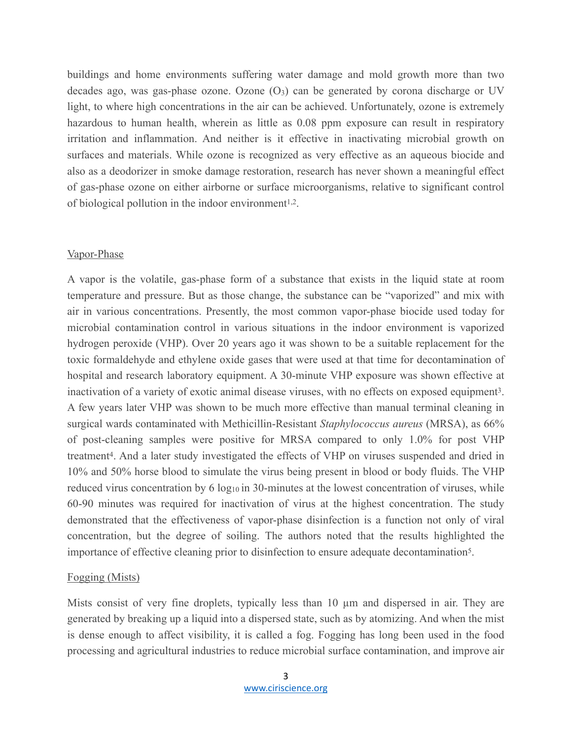buildings and home environments suffering water damage and mold growth more than two decades ago, was gas-phase ozone. Ozone ($O_3$) can be generated by corona discharge or UV light, to where high concentrations in the air can be achieved. Unfortunately, ozone is extremely hazardous to human health, wherein as little as 0.08 ppm exposure can result in respiratory irritation and inflammation. And neither is it effective in inactivating microbial growth on surfaces and materials. While ozone is recognized as very effective as an aqueous biocide and also as a deodorizer in smoke damage restoration, research has never shown a meaningful effect of gas-phase ozone on either airborne or surface microorganisms, relative to significant control of biological pollution in the indoor environment[1,2].

## Vapor-Phase

A vapor is the volatile, gas-phase form of a substance that exists in the liquid state at room temperature and pressure. But as those change, the substance can be "vaporized" and mix with air in various concentrations. Presently, the most common vapor-phase biocide used today for microbial contamination control in various situations in the indoor environment is vaporized hydrogen peroxide (VHP). Over 20 years ago it was shown to be a suitable replacement for the toxic formaldehyde and ethylene oxide gases that were used at that time for decontamination of hospital and research laboratory equipment. A 30-minute VHP exposure was shown effective at inactivation of a variety of exotic animal disease viruses, with no effects on exposed equipment[3]. A few years later VHP was shown to be much more effective than manual terminal cleaning in surgical wards contaminated with Methicillin-Resistant *Staphylococcus aureus* (MRSA), as 66% of post-cleaning samples were positive for MRSA compared to only 1.0% for post VHP treatment[4]. And a later study investigated the effects of VHP on viruses suspended and dried in 10% and 50% horse blood to simulate the virus being present in blood or body fluids. The VHP reduced virus concentration by 6 $\log_{10}$ in 30-minutes at the lowest concentration of viruses, while 60-90 minutes was required for inactivation of virus at the highest concentration. The study demonstrated that the effectiveness of vapor-phase disinfection is a function not only of viral concentration, but the degree of soiling. The authors noted that the results highlighted the importance of effective cleaning prior to disinfection to ensure adequate decontamination[5].

## Fogging (Mists)

Mists consist of very fine droplets, typically less than 10 µm and dispersed in air. They are generated by breaking up a liquid into a dispersed state, such as by atomizing. And when the mist is dense enough to affect visibility, it is called a fog. Fogging has long been used in the food processing and agricultural industries to reduce microbial surface contamination, and improve air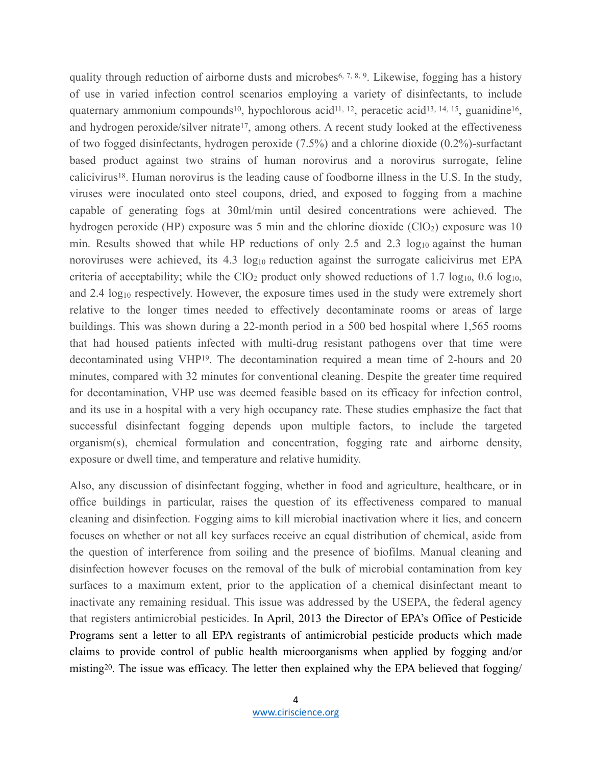quality through reduction of airborne dusts and microbes[6, 7, 8, 9]. Likewise, fogging has a history of use in varied infection control scenarios employing a variety of disinfectants, to include quaternary ammonium compounds[10], hypochlorous acid[11, 12], peracetic acid[13, 14, 15], guanidine[16], and hydrogen peroxide/silver nitrate[17], among others. A recent study looked at the effectiveness of two fogged disinfectants, hydrogen peroxide (7.5%) and a chlorine dioxide (0.2%)-surfactant based product against two strains of human norovirus and a norovirus surrogate, feline calicivirus[18]. Human norovirus is the leading cause of foodborne illness in the U.S. In the study, viruses were inoculated onto steel coupons, dried, and exposed to fogging from a machine capable of generating fogs at 30ml/min until desired concentrations were achieved. The hydrogen peroxide (HP) exposure was 5 min and the chlorine dioxide ($ClO_2$) exposure was 10 min. Results showed that while HP reductions of only 2.5 and 2.3 $\log_{10}$ against the human noroviruses were achieved, its 4.3 $\log_{10}$ reduction against the surrogate calicivirus met EPA criteria of acceptability; while the $ClO_2$ product only showed reductions of 1.7 $\log_{10}$, 0.6 $\log_{10}$, and 2.4 $\log_{10}$ respectively. However, the exposure times used in the study were extremely short relative to the longer times needed to effectively decontaminate rooms or areas of large buildings. This was shown during a 22-month period in a 500 bed hospital where 1,565 rooms that had housed patients infected with multi-drug resistant pathogens over that time were decontaminated using VHP[19]. The decontamination required a mean time of 2-hours and 20 minutes, compared with 32 minutes for conventional cleaning. Despite the greater time required for decontamination, VHP use was deemed feasible based on its efficacy for infection control, and its use in a hospital with a very high occupancy rate. These studies emphasize the fact that successful disinfectant fogging depends upon multiple factors, to include the targeted organism(s), chemical formulation and concentration, fogging rate and airborne density, exposure or dwell time, and temperature and relative humidity.

Also, any discussion of disinfectant fogging, whether in food and agriculture, healthcare, or in office buildings in particular, raises the question of its effectiveness compared to manual cleaning and disinfection. Fogging aims to kill microbial inactivation where it lies, and concern focuses on whether or not all key surfaces receive an equal distribution of chemical, aside from the question of interference from soiling and the presence of biofilms. Manual cleaning and disinfection however focuses on the removal of the bulk of microbial contamination from key surfaces to a maximum extent, prior to the application of a chemical disinfectant meant to inactivate any remaining residual. This issue was addressed by the USEPA, the federal agency that registers antimicrobial pesticides. In April, 2013 the Director of EPA's Office of Pesticide Programs sent a letter to all EPA registrants of antimicrobial pesticide products which made claims to provide control of public health microorganisms when applied by fogging and/or misting[20]. The issue was efficacy. The letter then explained why the EPA believed that fogging/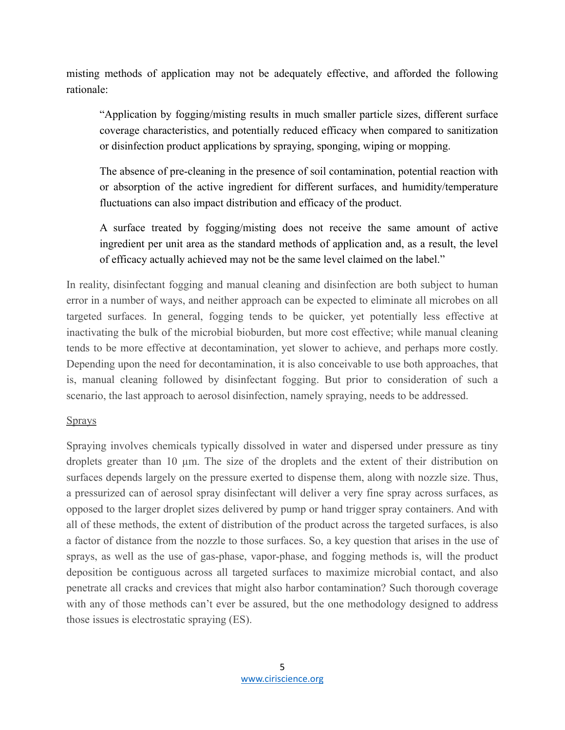misting methods of application may not be adequately effective, and afforded the following rationale:

> "Application by fogging/misting results in much smaller particle sizes, different surface coverage characteristics, and potentially reduced efficacy when compared to sanitization or disinfection product applications by spraying, sponging, wiping or mopping.
>
> The absence of pre-cleaning in the presence of soil contamination, potential reaction with or absorption of the active ingredient for different surfaces, and humidity/temperature fluctuations can also impact distribution and efficacy of the product.
>
> A surface treated by fogging/misting does not receive the same amount of active ingredient per unit area as the standard methods of application and, as a result, the level of efficacy actually achieved may not be the same level claimed on the label."

In reality, disinfectant fogging and manual cleaning and disinfection are both subject to human error in a number of ways, and neither approach can be expected to eliminate all microbes on all targeted surfaces. In general, fogging tends to be quicker, yet potentially less effective at inactivating the bulk of the microbial bioburden, but more cost effective; while manual cleaning tends to be more effective at decontamination, yet slower to achieve, and perhaps more costly. Depending upon the need for decontamination, it is also conceivable to use both approaches, that is, manual cleaning followed by disinfectant fogging. But prior to consideration of such a scenario, the last approach to aerosol disinfection, namely spraying, needs to be addressed.

Sprays

Spraying involves chemicals typically dissolved in water and dispersed under pressure as tiny droplets greater than 10 µm. The size of the droplets and the extent of their distribution on surfaces depends largely on the pressure exerted to dispense them, along with nozzle size. Thus, a pressurized can of aerosol spray disinfectant will deliver a very fine spray across surfaces, as opposed to the larger droplet sizes delivered by pump or hand trigger spray containers. And with all of these methods, the extent of distribution of the product across the targeted surfaces, is also a factor of distance from the nozzle to those surfaces. So, a key question that arises in the use of sprays, as well as the use of gas-phase, vapor-phase, and fogging methods is, will the product deposition be contiguous across all targeted surfaces to maximize microbial contact, and also penetrate all cracks and crevices that might also harbor contamination? Such thorough coverage with any of those methods can't ever be assured, but the one methodology designed to address those issues is electrostatic spraying (ES).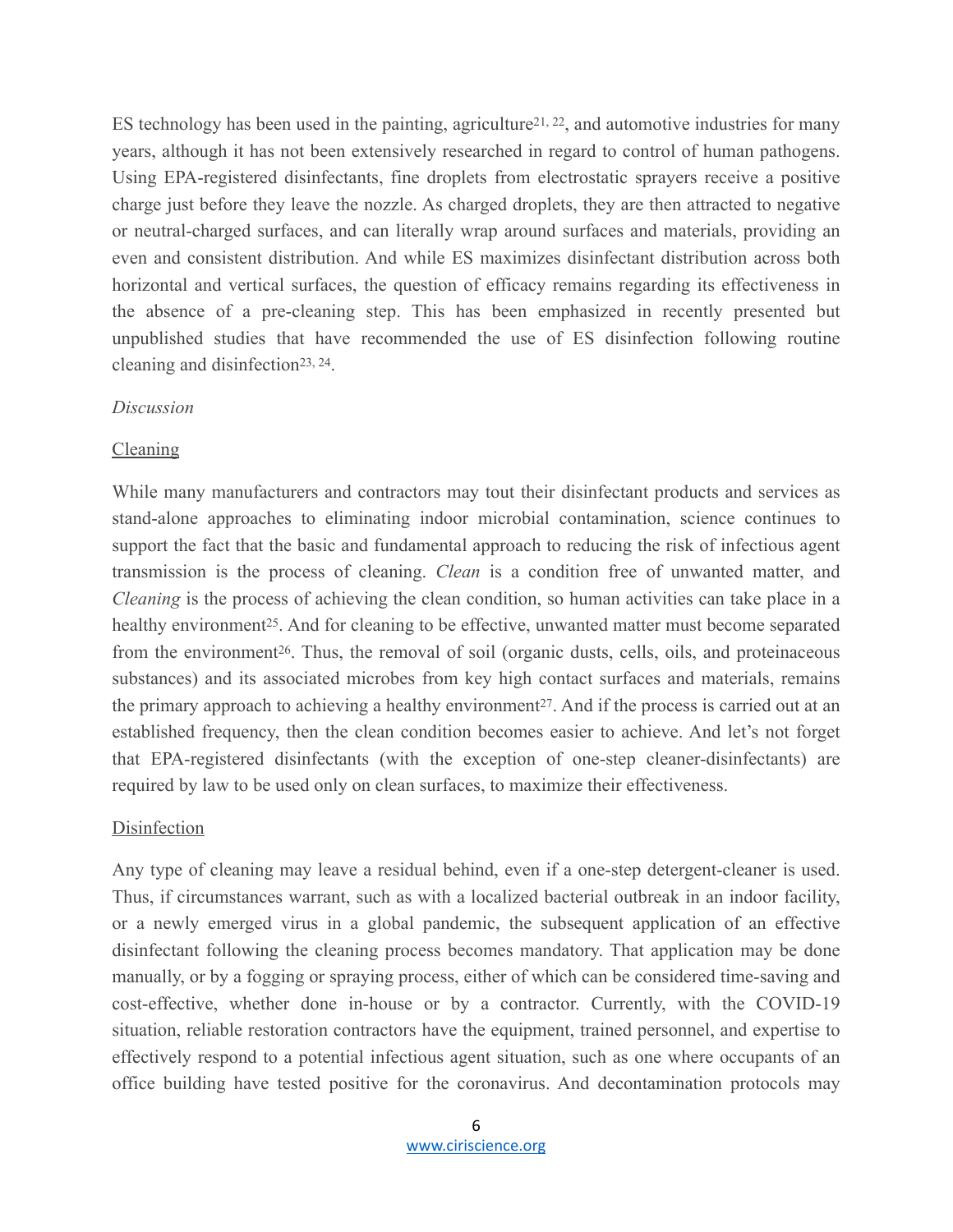ES technology has been used in the painting, agriculture[21, 22], and automotive industries for many years, although it has not been extensively researched in regard to control of human pathogens. Using EPA-registered disinfectants, fine droplets from electrostatic sprayers receive a positive charge just before they leave the nozzle. As charged droplets, they are then attracted to negative or neutral-charged surfaces, and can literally wrap around surfaces and materials, providing an even and consistent distribution. And while ES maximizes disinfectant distribution across both horizontal and vertical surfaces, the question of efficacy remains regarding its effectiveness in the absence of a pre-cleaning step. This has been emphasized in recently presented but unpublished studies that have recommended the use of ES disinfection following routine cleaning and disinfection[23, 24].

*Discussion*

Cleaning

While many manufacturers and contractors may tout their disinfectant products and services as stand-alone approaches to eliminating indoor microbial contamination, science continues to support the fact that the basic and fundamental approach to reducing the risk of infectious agent transmission is the process of cleaning. *Clean* is a condition free of unwanted matter, and *Cleaning* is the process of achieving the clean condition, so human activities can take place in a healthy environment[25]. And for cleaning to be effective, unwanted matter must become separated from the environment[26]. Thus, the removal of soil (organic dusts, cells, oils, and proteinaceous substances) and its associated microbes from key high contact surfaces and materials, remains the primary approach to achieving a healthy environment[27]. And if the process is carried out at an established frequency, then the clean condition becomes easier to achieve. And let's not forget that EPA-registered disinfectants (with the exception of one-step cleaner-disinfectants) are required by law to be used only on clean surfaces, to maximize their effectiveness.

Disinfection

Any type of cleaning may leave a residual behind, even if a one-step detergent-cleaner is used. Thus, if circumstances warrant, such as with a localized bacterial outbreak in an indoor facility, or a newly emerged virus in a global pandemic, the subsequent application of an effective disinfectant following the cleaning process becomes mandatory. That application may be done manually, or by a fogging or spraying process, either of which can be considered time-saving and cost-effective, whether done in-house or by a contractor. Currently, with the COVID-19 situation, reliable restoration contractors have the equipment, trained personnel, and expertise to effectively respond to a potential infectious agent situation, such as one where occupants of an office building have tested positive for the coronavirus. And decontamination protocols may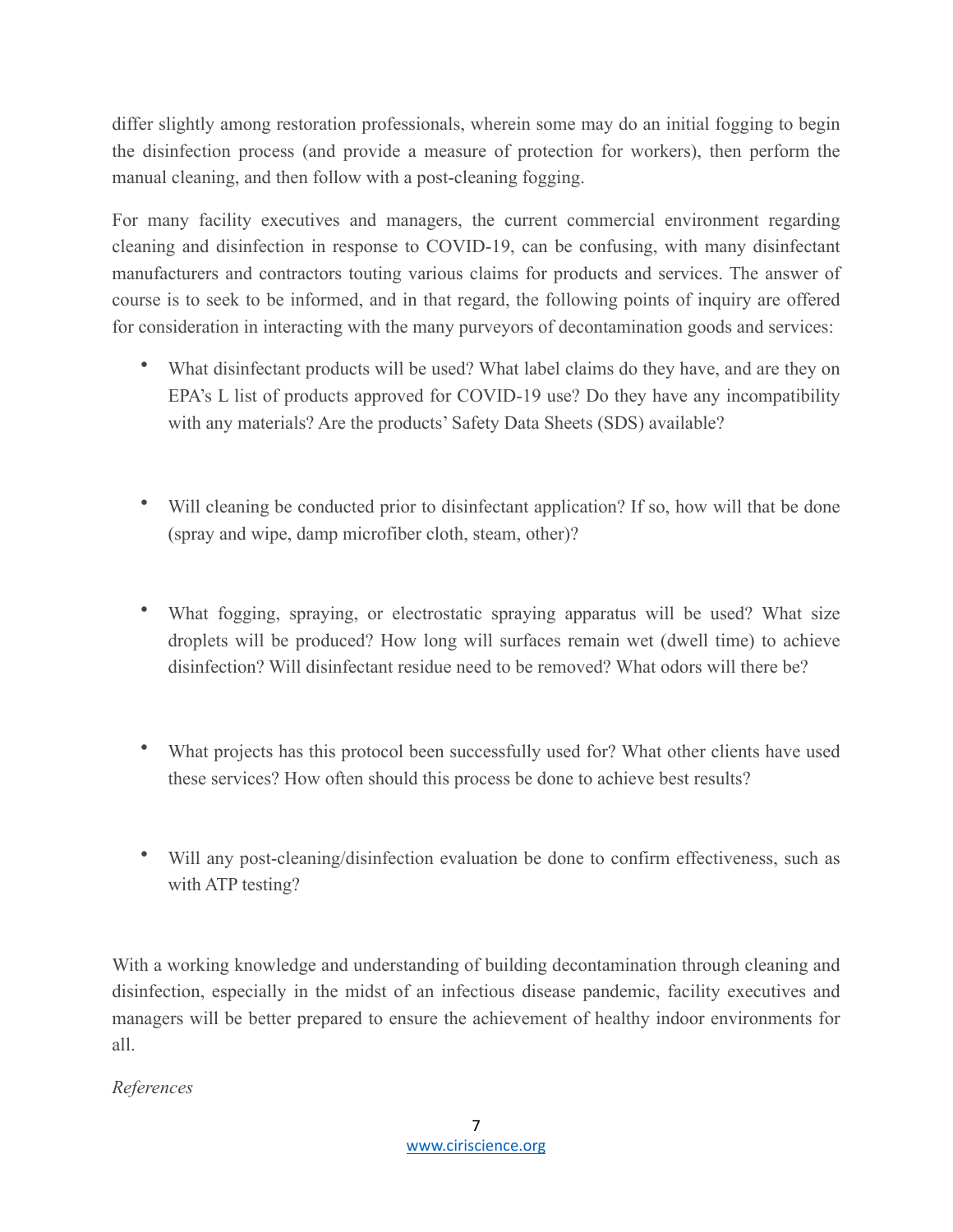differ slightly among restoration professionals, wherein some may do an initial fogging to begin the disinfection process (and provide a measure of protection for workers), then perform the manual cleaning, and then follow with a post-cleaning fogging.

For many facility executives and managers, the current commercial environment regarding cleaning and disinfection in response to COVID-19, can be confusing, with many disinfectant manufacturers and contractors touting various claims for products and services. The answer of course is to seek to be informed, and in that regard, the following points of inquiry are offered for consideration in interacting with the many purveyors of decontamination goods and services:

- What disinfectant products will be used? What label claims do they have, and are they on EPA's L list of products approved for COVID-19 use? Do they have any incompatibility with any materials? Are the products' Safety Data Sheets (SDS) available?

- Will cleaning be conducted prior to disinfectant application? If so, how will that be done (spray and wipe, damp microfiber cloth, steam, other)?

- What fogging, spraying, or electrostatic spraying apparatus will be used? What size droplets will be produced? How long will surfaces remain wet (dwell time) to achieve disinfection? Will disinfectant residue need to be removed? What odors will there be?

- What projects has this protocol been successfully used for? What other clients have used these services? How often should this process be done to achieve best results?

- Will any post-cleaning/disinfection evaluation be done to confirm effectiveness, such as with ATP testing?

With a working knowledge and understanding of building decontamination through cleaning and disinfection, especially in the midst of an infectious disease pandemic, facility executives and managers will be better prepared to ensure the achievement of healthy indoor environments for all.

*References*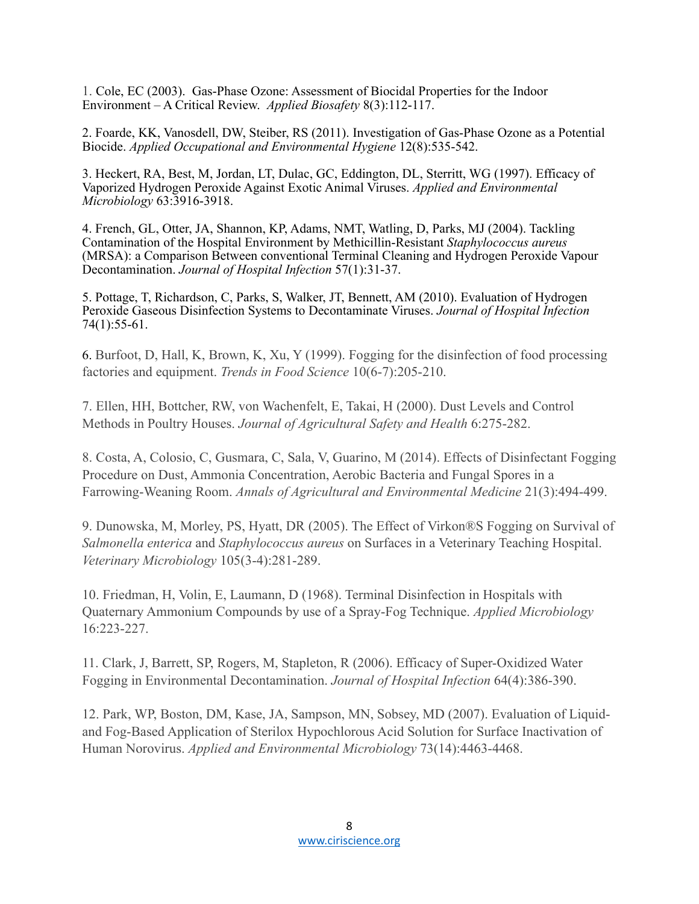1. Cole, EC (2003). Gas-Phase Ozone: Assessment of Biocidal Properties for the Indoor Environment – A Critical Review. *Applied Biosafety* 8(3):112-117.

2. Foarde, KK, Vanosdell, DW, Steiber, RS (2011). Investigation of Gas-Phase Ozone as a Potential Biocide. *Applied Occupational and Environmental Hygiene* 12(8):535-542.

3. Heckert, RA, Best, M, Jordan, LT, Dulac, GC, Eddington, DL, Sterritt, WG (1997). Efficacy of Vaporized Hydrogen Peroxide Against Exotic Animal Viruses. *Applied and Environmental Microbiology* 63:3916-3918.

4. French, GL, Otter, JA, Shannon, KP, Adams, NMT, Watling, D, Parks, MJ (2004). Tackling Contamination of the Hospital Environment by Methicillin-Resistant *Staphylococcus aureus* (MRSA): a Comparison Between conventional Terminal Cleaning and Hydrogen Peroxide Vapour Decontamination. *Journal of Hospital Infection* 57(1):31-37.

5. Pottage, T, Richardson, C, Parks, S, Walker, JT, Bennett, AM (2010). Evaluation of Hydrogen Peroxide Gaseous Disinfection Systems to Decontaminate Viruses. *Journal of Hospital Infection* 74(1):55-61.

6. Burfoot, D, Hall, K, Brown, K, Xu, Y (1999). Fogging for the disinfection of food processing factories and equipment. *Trends in Food Science* 10(6-7):205-210.

7. Ellen, HH, Bottcher, RW, von Wachenfelt, E, Takai, H (2000). Dust Levels and Control Methods in Poultry Houses. *Journal of Agricultural Safety and Health* 6:275-282.

8. Costa, A, Colosio, C, Gusmara, C, Sala, V, Guarino, M (2014). Effects of Disinfectant Fogging Procedure on Dust, Ammonia Concentration, Aerobic Bacteria and Fungal Spores in a Farrowing-Weaning Room. *Annals of Agricultural and Environmental Medicine* 21(3):494-499.

9. Dunowska, M, Morley, PS, Hyatt, DR (2005). The Effect of Virkon®S Fogging on Survival of *Salmonella enterica* and *Staphylococcus aureus* on Surfaces in a Veterinary Teaching Hospital. *Veterinary Microbiology* 105(3-4):281-289.

10. Friedman, H, Volin, E, Laumann, D (1968). Terminal Disinfection in Hospitals with Quaternary Ammonium Compounds by use of a Spray-Fog Technique. *Applied Microbiology* 16:223-227.

11. Clark, J, Barrett, SP, Rogers, M, Stapleton, R (2006). Efficacy of Super-Oxidized Water Fogging in Environmental Decontamination. *Journal of Hospital Infection* 64(4):386-390.

12. Park, WP, Boston, DM, Kase, JA, Sampson, MN, Sobsey, MD (2007). Evaluation of Liquid- and Fog-Based Application of Sterilox Hypochlorous Acid Solution for Surface Inactivation of Human Norovirus. *Applied and Environmental Microbiology* 73(14):4463-4468.

www.ciriscience.org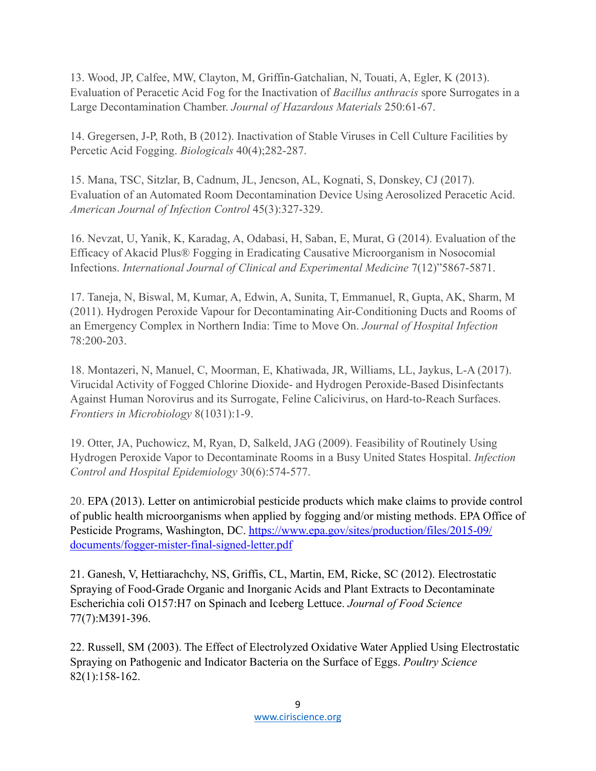13. Wood, JP, Calfee, MW, Clayton, M, Griffin-Gatchalian, N, Touati, A, Egler, K (2013). Evaluation of Peracetic Acid Fog for the Inactivation of *Bacillus anthracis* spore Surrogates in a Large Decontamination Chamber. *Journal of Hazardous Materials* 250:61-67.

14. Gregersen, J-P, Roth, B (2012). Inactivation of Stable Viruses in Cell Culture Facilities by Percetic Acid Fogging. *Biologicals* 40(4);282-287.

15. Mana, TSC, Sitzlar, B, Cadnum, JL, Jencson, AL, Kognati, S, Donskey, CJ (2017). Evaluation of an Automated Room Decontamination Device Using Aerosolized Peracetic Acid. *American Journal of Infection Control* 45(3):327-329.

16. Nevzat, U, Yanik, K, Karadag, A, Odabasi, H, Saban, E, Murat, G (2014). Evaluation of the Efficacy of Akacid Plus® Fogging in Eradicating Causative Microorganism in Nosocomial Infections. *International Journal of Clinical and Experimental Medicine* 7(12)"5867-5871.

17. Taneja, N, Biswal, M, Kumar, A, Edwin, A, Sunita, T, Emmanuel, R, Gupta, AK, Sharm, M (2011). Hydrogen Peroxide Vapour for Decontaminating Air-Conditioning Ducts and Rooms of an Emergency Complex in Northern India: Time to Move On. *Journal of Hospital Infection* 78:200-203.

18. Montazeri, N, Manuel, C, Moorman, E, Khatiwada, JR, Williams, LL, Jaykus, L-A (2017). Virucidal Activity of Fogged Chlorine Dioxide- and Hydrogen Peroxide-Based Disinfectants Against Human Norovirus and its Surrogate, Feline Calicivirus, on Hard-to-Reach Surfaces. *Frontiers in Microbiology* 8(1031):1-9.

19. Otter, JA, Puchowicz, M, Ryan, D, Salkeld, JAG (2009). Feasibility of Routinely Using Hydrogen Peroxide Vapor to Decontaminate Rooms in a Busy United States Hospital. *Infection Control and Hospital Epidemiology* 30(6):574-577.

20. EPA (2013). Letter on antimicrobial pesticide products which make claims to provide control of public health microorganisms when applied by fogging and/or misting methods. EPA Office of Pesticide Programs, Washington, DC. [https://www.epa.gov/sites/production/files/2015-09/documents/fogger-mister-final-signed-letter.pdf](https://www.epa.gov/sites/production/files/2015-09/documents/fogger-mister-final-signed-letter.pdf)

21. Ganesh, V, Hettiarachchy, NS, Griffis, CL, Martin, EM, Ricke, SC (2012). Electrostatic Spraying of Food-Grade Organic and Inorganic Acids and Plant Extracts to Decontaminate Escherichia coli O157:H7 on Spinach and Iceberg Lettuce. *Journal of Food Science* 77(7):M391-396.

22. Russell, SM (2003). The Effect of Electrolyzed Oxidative Water Applied Using Electrostatic Spraying on Pathogenic and Indicator Bacteria on the Surface of Eggs. *Poultry Science* 82(1):158-162.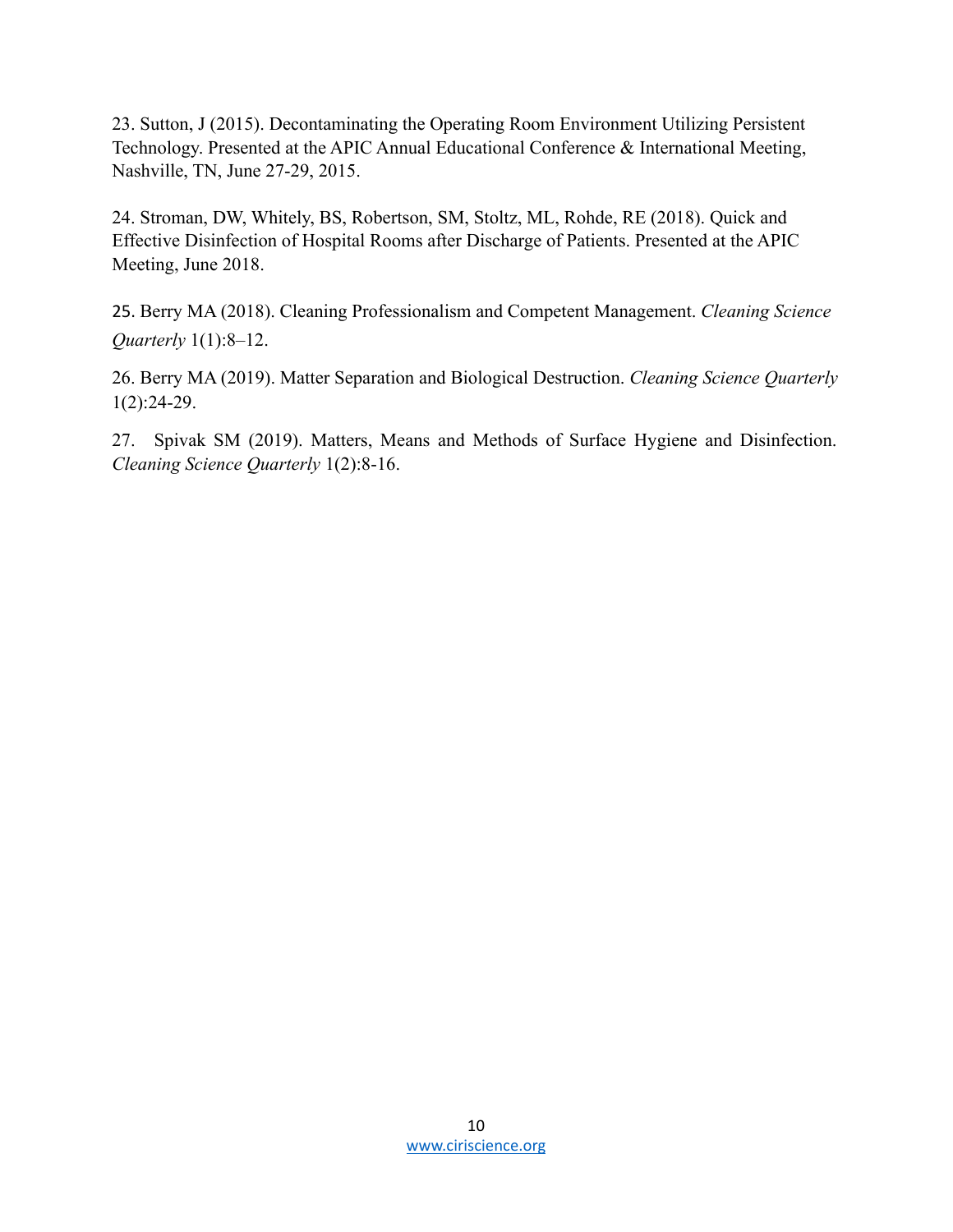23. Sutton, J (2015). Decontaminating the Operating Room Environment Utilizing Persistent Technology. Presented at the APIC Annual Educational Conference & International Meeting, Nashville, TN, June 27-29, 2015.

24. Stroman, DW, Whitely, BS, Robertson, SM, Stoltz, ML, Rohde, RE (2018). Quick and Effective Disinfection of Hospital Rooms after Discharge of Patients. Presented at the APIC Meeting, June 2018.

25. Berry MA (2018). Cleaning Professionalism and Competent Management. *Cleaning Science Quarterly* 1(1):8–12.

26. Berry MA (2019). Matter Separation and Biological Destruction. *Cleaning Science Quarterly* 1(2):24-29.

27. Spivak SM (2019). Matters, Means and Methods of Surface Hygiene and Disinfection. *Cleaning Science Quarterly* 1(2):8-16.